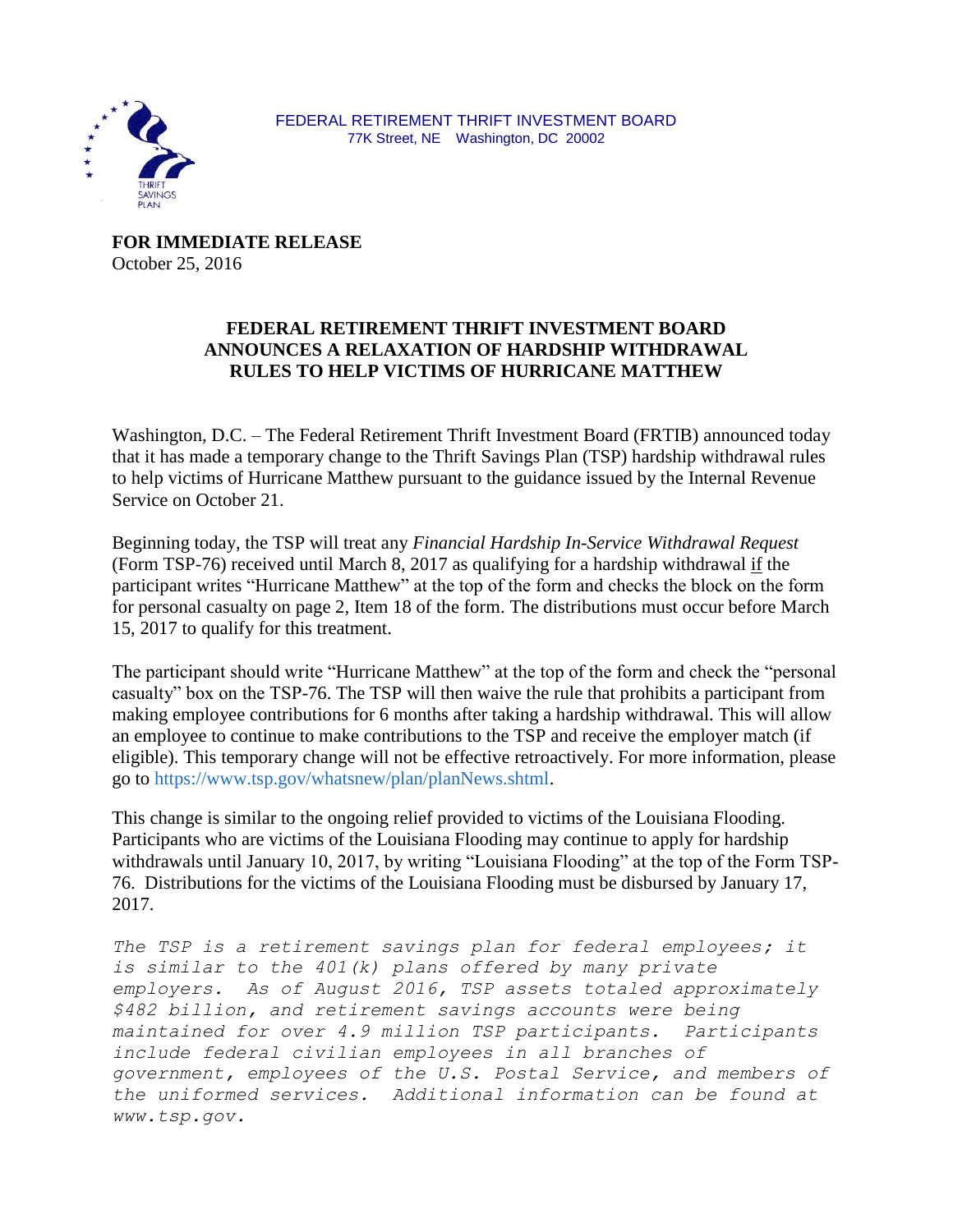FEDERAL RETIREMENT THRIFT INVESTMENT BOARD
77K Street, NE Washington, DC 20002

THRIFT SAVINGS PLAN

**FOR IMMEDIATE RELEASE**
October 25, 2016

## FEDERAL RETIREMENT THRIFT INVESTMENT BOARD ANNOUNCES A RELAXATION OF HARDSHIP WITHDRAWAL RULES TO HELP VICTIMS OF HURRICANE MATTHEW

Washington, D.C. – The Federal Retirement Thrift Investment Board (FRTIB) announced today that it has made a temporary change to the Thrift Savings Plan (TSP) hardship withdrawal rules to help victims of Hurricane Matthew pursuant to the guidance issued by the Internal Revenue Service on October 21.

Beginning today, the TSP will treat any *Financial Hardship In-Service Withdrawal Request* (Form TSP-76) received until March 8, 2017 as qualifying for a hardship withdrawal <u>if</u> the participant writes "Hurricane Matthew" at the top of the form and checks the block on the form for personal casualty on page 2, Item 18 of the form. The distributions must occur before March 15, 2017 to qualify for this treatment.

The participant should write "Hurricane Matthew" at the top of the form and check the "personal casualty" box on the TSP-76. The TSP will then waive the rule that prohibits a participant from making employee contributions for 6 months after taking a hardship withdrawal. This will allow an employee to continue to make contributions to the TSP and receive the employer match (if eligible). This temporary change will not be effective retroactively. For more information, please go to https://www.tsp.gov/whatsnew/plan/planNews.shtml.

This change is similar to the ongoing relief provided to victims of the Louisiana Flooding. Participants who are victims of the Louisiana Flooding may continue to apply for hardship withdrawals until January 10, 2017, by writing "Louisiana Flooding" at the top of the Form TSP-76. Distributions for the victims of the Louisiana Flooding must be disbursed by January 17, 2017.

*The TSP is a retirement savings plan for federal employees; it is similar to the 401(k) plans offered by many private employers. As of August 2016, TSP assets totaled approximately $482 billion, and retirement savings accounts were being maintained for over 4.9 million TSP participants. Participants include federal civilian employees in all branches of government, employees of the U.S. Postal Service, and members of the uniformed services. Additional information can be found at www.tsp.gov.*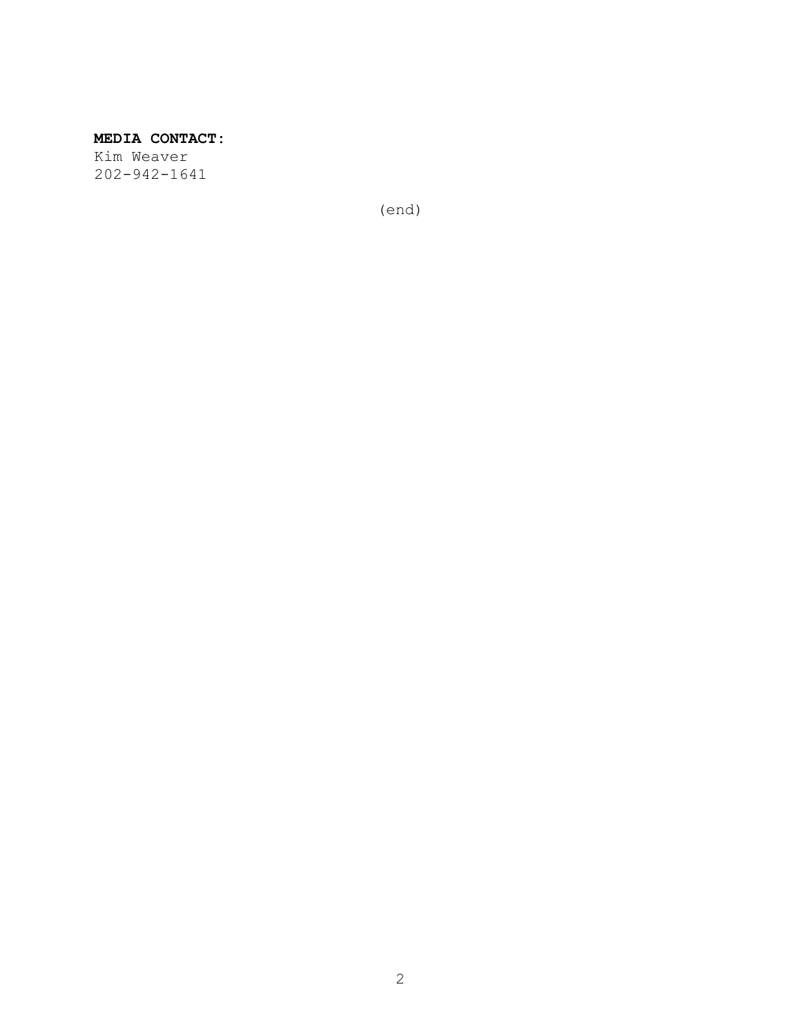**MEDIA CONTACT:**
Kim Weaver
202-942-1641

(end)